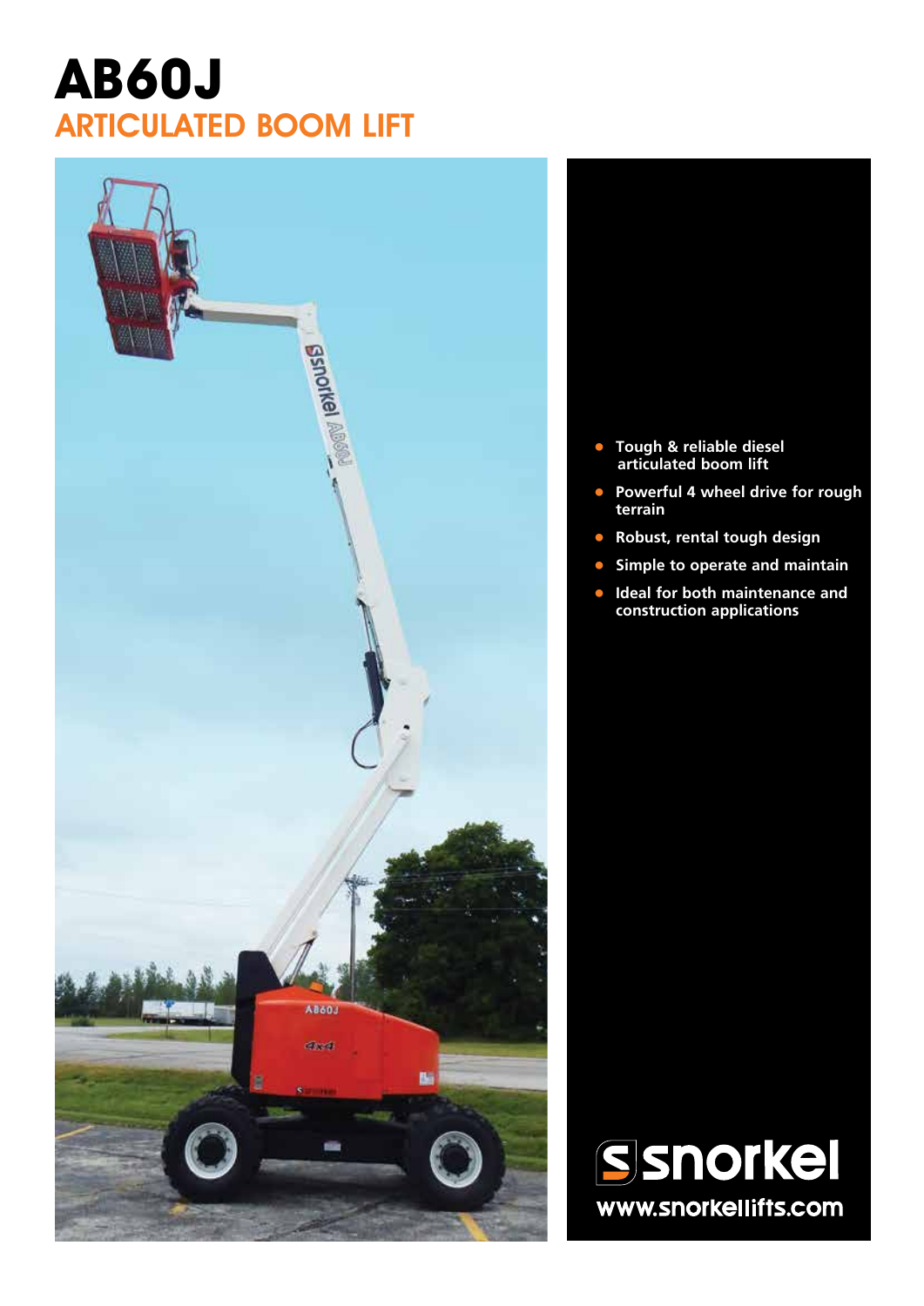# AB60J

## ARTICULATED BOOM LIFT

- Tough & reliable diesel articulated boom lift
- Powerful 4 wheel drive for rough terrain
- Robust, rental tough design
- Simple to operate and maintain
- Ideal for both maintenance and construction applications

snorkel

www.snorkellifts.com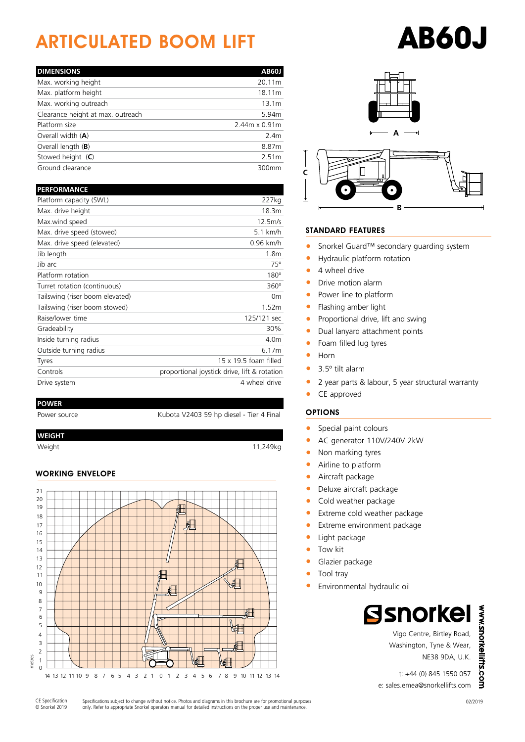# ARTICULATED BOOM LIFT

# AB60J

| DIMENSIONS | AB60J |
|---|---|
| Max. working height | 20.11m |
| Max. platform height | 18.11m |
| Max. working outreach | 13.1m |
| Clearance height at max. outreach | 5.94m |
| Platform size | 2.44m x 0.91m |
| Overall width (**A**) | 2.4m |
| Overall length (**B**) | 8.87m |
| Stowed height (**C**) | 2.51m |
| Ground clearance | 300mm |

| PERFORMANCE | |
|---|---|
| Platform capacity (SWL) | 227kg |
| Max. drive height | 18.3m |
| Max.wind speed | 12.5m/s |
| Max. drive speed (stowed) | 5.1 km/h |
| Max. drive speed (elevated) | 0.96 km/h |
| Jib length | 1.8m |
| Jib arc | 75° |
| Platform rotation | 180° |
| Turret rotation (continuous) | 360° |
| Tailswing (riser boom elevated) | 0m |
| Tailswing (riser boom stowed) | 1.52m |
| Raise/lower time | 125/121 sec |
| Gradeability | 30% |
| Inside turning radius | 4.0m |
| Outside turning radius | 6.17m |
| Tyres | 15 x 19.5 foam filled |
| Controls | proportional joystick drive, lift & rotation |
| Drive system | 4 wheel drive |

| POWER | |
|---|---|
| Power source | Kubota V2403 59 hp diesel - Tier 4 Final |

| WEIGHT | |
|---|---|
| Weight | 11,249kg |

## WORKING ENVELOPE

metres

21 20 19 18 17 16 15 14 13 12 11 10 9 8 7 6 5 4 3 2 1 0

14 13 12 11 10 9 8 7 6 5 4 3 2 1 0 1 2 3 4 5 6 7 8 9 10 11 12 13 14

A

C

B

## STANDARD FEATURES

- Snorkel Guard™ secondary guarding system
- Hydraulic platform rotation
- 4 wheel drive
- Drive motion alarm
- Power line to platform
- Flashing amber light
- Proportional drive, lift and swing
- Dual lanyard attachment points
- Foam filled lug tyres
- Horn
- 3.5° tilt alarm
- 2 year parts & labour, 5 year structural warranty
- CE approved

## OPTIONS

- Special paint colours
- AC generator 110V/240V 2kW
- Non marking tyres
- Airline to platform
- Aircraft package
- Deluxe aircraft package
- Cold weather package
- Extreme cold weather package
- Extreme environment package
- Light package
- Tow kit
- Glazier package
- Tool tray
- Environmental hydraulic oil

snorkel

Vigo Centre, Birtley Road,
Washington, Tyne & Wear,
NE38 9DA, U.K.

t: +44 (0) 845 1550 057
e: sales.emea@snorkellifts.com

www.snorkellifts.com

CE Specification
© Snorkel 2019

Specifications subject to change without notice. Photos and diagrams in this brochure are for promotional purposes only. Refer to appropriate Snorkel operators manual for detailed instructions on the proper use and maintenance.

02/2019